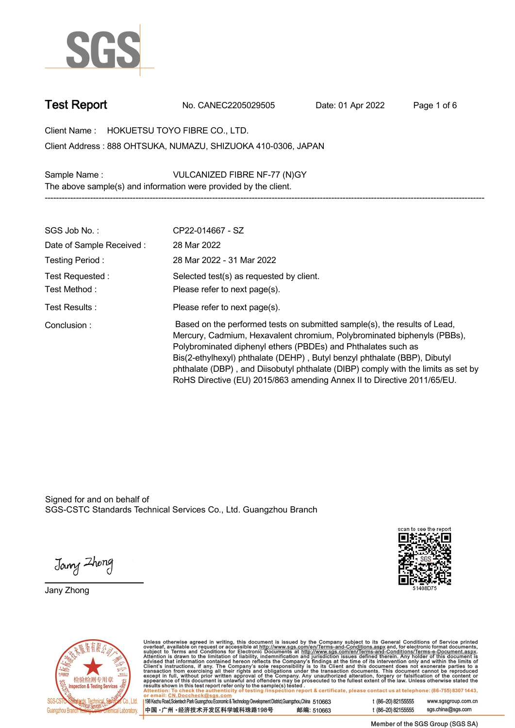# Test Report

No. CANEC2205029505 Date: 01 Apr 2022

Client Name : HOKUETSU TOYO FIBRE CO., LTD.

Client Address : 888 OHTSUKA, NUMAZU, SHIZUOKA 410-0306, JAPAN

Sample Name : VULCANIZED FIBRE NF-77 (N)GY

The above sample(s) and information were provided by the client.

---

| | |
|---|---|
| SGS Job No. : | CP22-014667 - SZ |
| Date of Sample Received : | 28 Mar 2022 |
| Testing Period : | 28 Mar 2022 - 31 Mar 2022 |
| Test Requested : | Selected test(s) as requested by client. |
| Test Method : | Please refer to next page(s). |
| Test Results : | Please refer to next page(s). |
| Conclusion : | Based on the performed tests on submitted sample(s), the results of Lead, Mercury, Cadmium, Hexavalent chromium, Polybrominated biphenyls (PBBs), Polybrominated diphenyl ethers (PBDEs) and Phthalates such as Bis(2-ethylhexyl) phthalate (DEHP) , Butyl benzyl phthalate (BBP), Dibutyl phthalate (DBP) , and Diisobutyl phthalate (DIBP) comply with the limits as set by RoHS Directive (EU) 2015/863 amending Annex II to Directive 2011/65/EU. |

Signed for and on behalf of
SGS-CSTC Standards Technical Services Co., Ltd. Guangzhou Branch

Jany Zhong

scan to see the report

51408D75

Unless otherwise agreed in writing, this document is issued by the Company subject to its General Conditions of Service printed overleaf, available on request or accessible at http://www.sgs.com/en/Terms-and-Conditions.aspx and, for electronic format documents, subject to Terms and Conditions for Electronic Documents at http://www.sgs.com/en/Terms-and-Conditions/Terms-e-Document.aspx. Attention is drawn to the limitation of liability, indemnification and jurisdiction issues defined therein. Any holder of this document is advised that information contained hereon reflects the Company's findings at the time of its intervention only and within the limits of Client's instructions, if any. The Company's sole responsibility is to its Client and this document does not exonerate parties to a transaction from exercising all their rights and obligations under the transaction documents. This document cannot be reproduced except in full, without prior written approval of the Company. Any unauthorized alteration, forgery or falsification of the content or appearance of this document is unlawful and offenders may be prosecuted to the fullest extent of the law. Unless otherwise stated the results shown in this test report refer only to the sample(s) tested .

Attention: To check the authenticity of testing /inspection report & certificate, please contact us at telephone: (86-755) 8307 1443, or email: CN.Doccheck@sgs.com

198 Kezhu Road,Scientech Park Guangzhou Economic & Technology Development District,Guangzhou,China 510663 t (86–20) 82155555 www.sgsgroup.com.cn

中国 ·广州 ·经济技术开发区科学城科珠路198号 邮编: 510663 t (86–20) 82155555 sgs.china@sgs.com

Member of the SGS Group (SGS SA)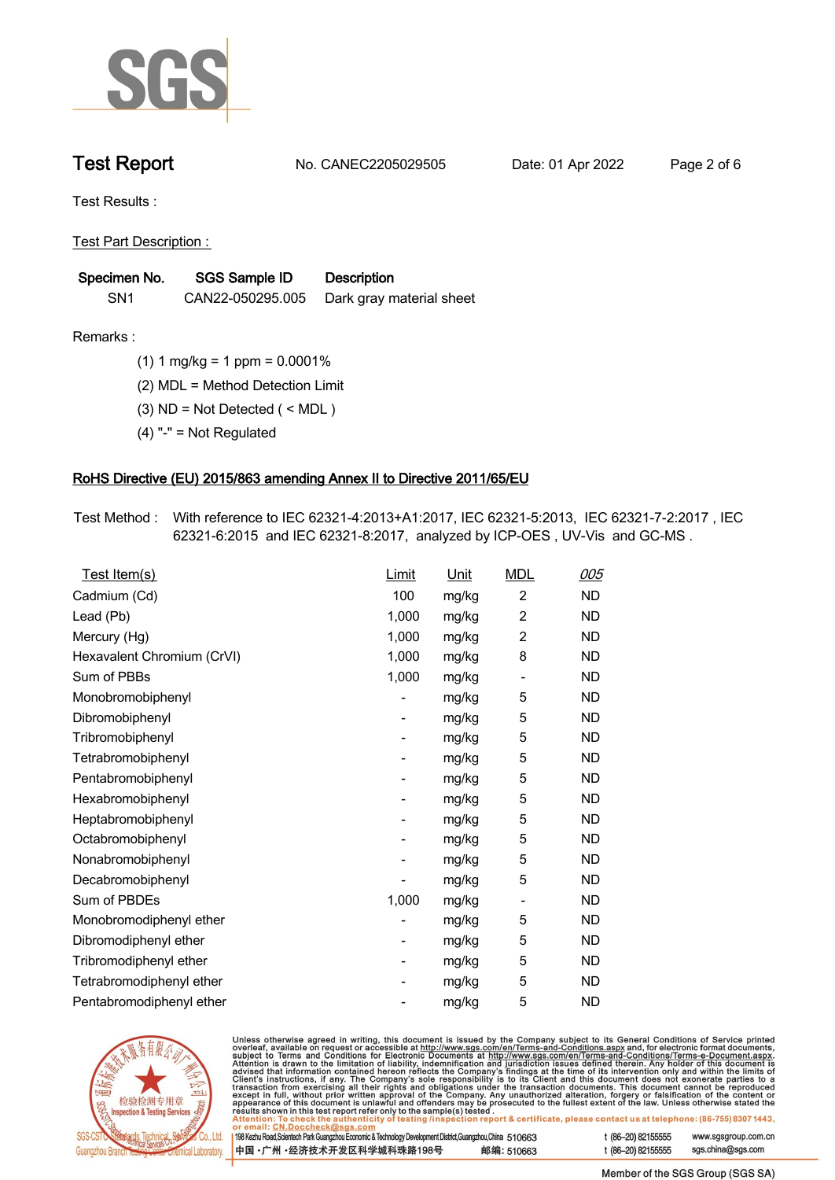# Test Report

No. CANEC2205029505 Date: 01 Apr 2022

Test Results :

Test Part Description :

| Specimen No. | SGS Sample ID | Description |
|---|---|---|
| SN1 | CAN22-050295.005 | Dark gray material sheet |

Remarks :

(1) 1 mg/kg = 1 ppm = 0.0001%

(2) MDL = Method Detection Limit

(3) ND = Not Detected ( < MDL )

(4) "-" = Not Regulated

## RoHS Directive (EU) 2015/863 amending Annex II to Directive 2011/65/EU

Test Method : With reference to IEC 62321-4:2013+A1:2017, IEC 62321-5:2013, IEC 62321-7-2:2017 , IEC 62321-6:2015 and IEC 62321-8:2017, analyzed by ICP-OES , UV-Vis and GC-MS .

| Test Item(s) | Limit | Unit | MDL | 005 |
|---|---|---|---|---|
| Cadmium (Cd) | 100 | mg/kg | 2 | ND |
| Lead (Pb) | 1,000 | mg/kg | 2 | ND |
| Mercury (Hg) | 1,000 | mg/kg | 2 | ND |
| Hexavalent Chromium (CrVI) | 1,000 | mg/kg | 8 | ND |
| Sum of PBBs | 1,000 | mg/kg | - | ND |
| Monobromobiphenyl | - | mg/kg | 5 | ND |
| Dibromobiphenyl | - | mg/kg | 5 | ND |
| Tribromobiphenyl | - | mg/kg | 5 | ND |
| Tetrabromobiphenyl | - | mg/kg | 5 | ND |
| Pentabromobiphenyl | - | mg/kg | 5 | ND |
| Hexabromobiphenyl | - | mg/kg | 5 | ND |
| Heptabromobiphenyl | - | mg/kg | 5 | ND |
| Octabromobiphenyl | - | mg/kg | 5 | ND |
| Nonabromobiphenyl | - | mg/kg | 5 | ND |
| Decabromobiphenyl | - | mg/kg | 5 | ND |
| Sum of PBDEs | 1,000 | mg/kg | - | ND |
| Monobromodiphenyl ether | - | mg/kg | 5 | ND |
| Dibromodiphenyl ether | - | mg/kg | 5 | ND |
| Tribromodiphenyl ether | - | mg/kg | 5 | ND |
| Tetrabromodiphenyl ether | - | mg/kg | 5 | ND |
| Pentabromodiphenyl ether | - | mg/kg | 5 | ND |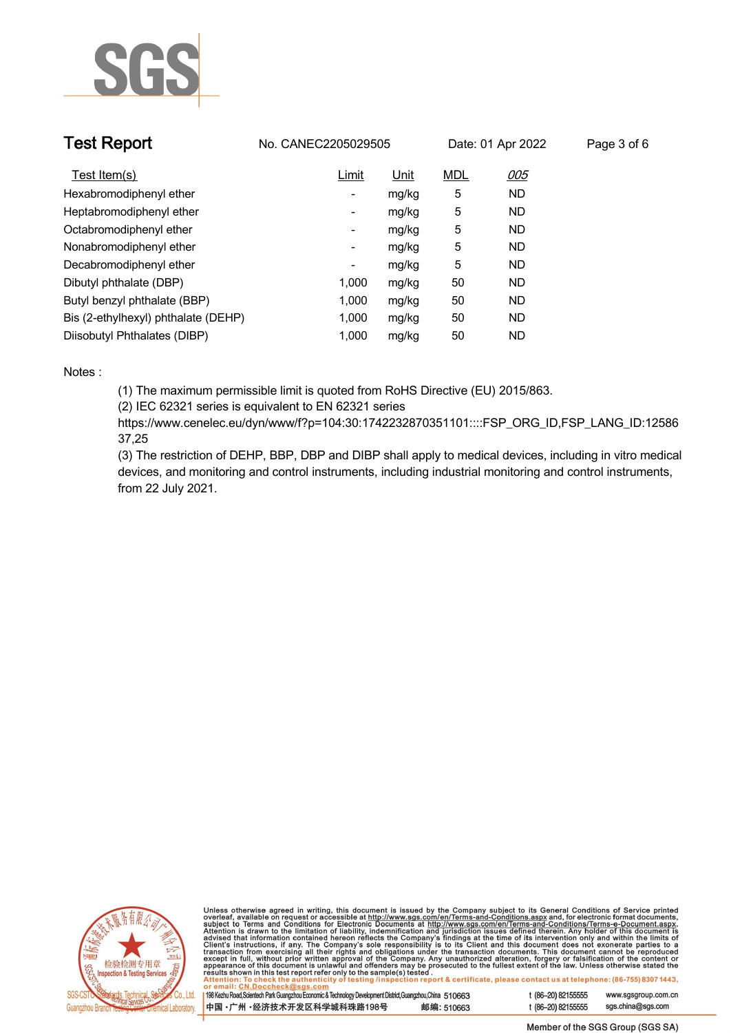**Test Report** No. CANEC2205029505 Date: 01 Apr 2022

| Test Item(s) | Limit | Unit | MDL | 005 |
|---|---|---|---|---|
| Hexabromodiphenyl ether | - | mg/kg | 5 | ND |
| Heptabromodiphenyl ether | - | mg/kg | 5 | ND |
| Octabromodiphenyl ether | - | mg/kg | 5 | ND |
| Nonabromodiphenyl ether | - | mg/kg | 5 | ND |
| Decabromodiphenyl ether | - | mg/kg | 5 | ND |
| Dibutyl phthalate (DBP) | 1,000 | mg/kg | 50 | ND |
| Butyl benzyl phthalate (BBP) | 1,000 | mg/kg | 50 | ND |
| Bis (2-ethylhexyl) phthalate (DEHP) | 1,000 | mg/kg | 50 | ND |
| Diisobutyl Phthalates (DIBP) | 1,000 | mg/kg | 50 | ND |

Notes :

(1) The maximum permissible limit is quoted from RoHS Directive (EU) 2015/863.

(2) IEC 62321 series is equivalent to EN 62321 series
https://www.cenelec.eu/dyn/www/f?p=104:30:1742232870351101::::FSP_ORG_ID,FSP_LANG_ID:1258637,25

(3) The restriction of DEHP, BBP, DBP and DIBP shall apply to medical devices, including in vitro medical devices, and monitoring and control instruments, including industrial monitoring and control instruments, from 22 July 2021.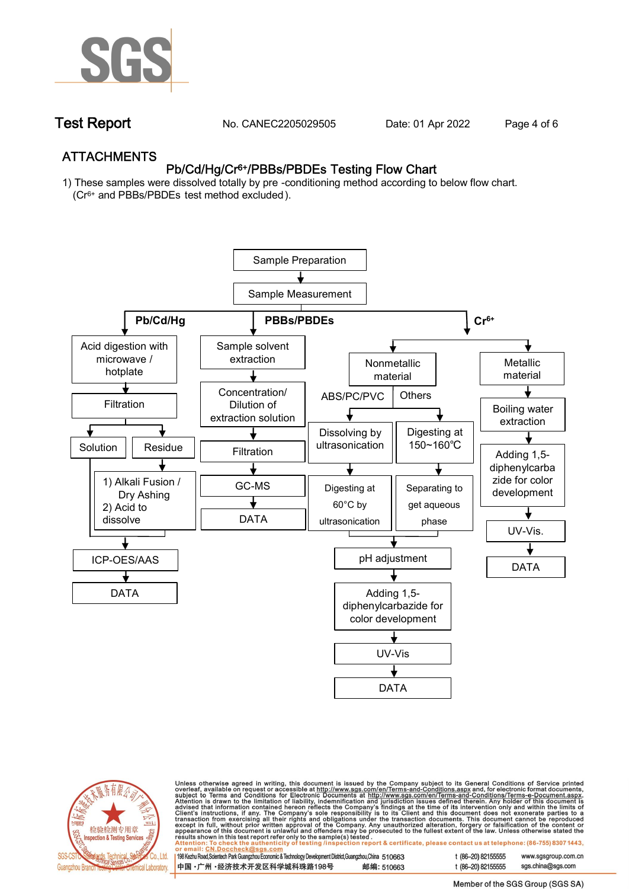## ATTACHMENTS

### Pb/Cd/Hg/$Cr^{6+}$/PBBs/PBDEs Testing Flow Chart

1) These samples were dissolved totally by pre -conditioning method according to below flow chart. ($Cr^{6+}$ and PBBs/PBDEs test method excluded).

Sample Preparation → Sample Measurement

**Pb/Cd/Hg**

- Acid digestion with microwave / hotplate → Filtration → Solution / Residue
  - Residue → 1) Alkali Fusion / Dry Ashing 2) Acid to dissolve
  - Solution and dissolved residue → ICP-OES/AAS → DATA

**PBBs/PBDEs**

- Sample solvent extraction → Concentration/ Dilution of extraction solution → Filtration → GC-MS → DATA

**$Cr^{6+}$**

- Nonmetallic material
  - ABS/PC/PVC → Dissolving by ultrasonication → Digesting at 60°C by ultrasonication
  - Others → Digesting at 150~160℃ → Separating to get aqueous phase
  - → pH adjustment → Adding 1,5-diphenylcarbazide for color development → UV-Vis → DATA
- Metallic material → Boiling water extraction → Adding 1,5-diphenylcarbazide for color development → UV-Vis. → DATA

Unless otherwise agreed in writing, this document is issued by the Company subject to its General Conditions of Service printed overleaf, available on request or accessible at http://www.sgs.com/en/Terms-and-Conditions.aspx and, for electronic format documents, subject to Terms and Conditions for Electronic Documents at http://www.sgs.com/en/Terms-and-Conditions/Terms-e-Document.aspx. Attention is drawn to the limitation of liability, indemnification and jurisdiction issues defined therein. Any holder of this document is advised that information contained hereon reflects the Company's findings at the time of its intervention only and within the limits of Client's instructions, if any. The Company's sole responsibility is to its Client and this document does not exonerate parties to a transaction from exercising all their rights and obligations under the transaction documents. This document cannot be reproduced except in full, without prior written approval of the Company. Any unauthorized alteration, forgery or falsification of the content or appearance of this document is unlawful and offenders may be prosecuted to the fullest extent of the law. Unless otherwise stated the results shown in this test report refer only to the sample(s) tested.

Attention: To check the authenticity of testing /inspection report & certificate, please contact us at telephone: (86-755) 8307 1443, or email: CN.Doccheck@sgs.com

198 Kezhu Road,Scientech Park Guangzhou Economic & Technology Development District,Guangzhou,China 510663 t (86–20) 82155555 www.sgsgroup.com.cn

中国・广州・经济技术开发区科学城科珠路198号 邮编: 510663 t (86–20) 82155555 sgs.china@sgs.com

Member of the SGS Group (SGS SA)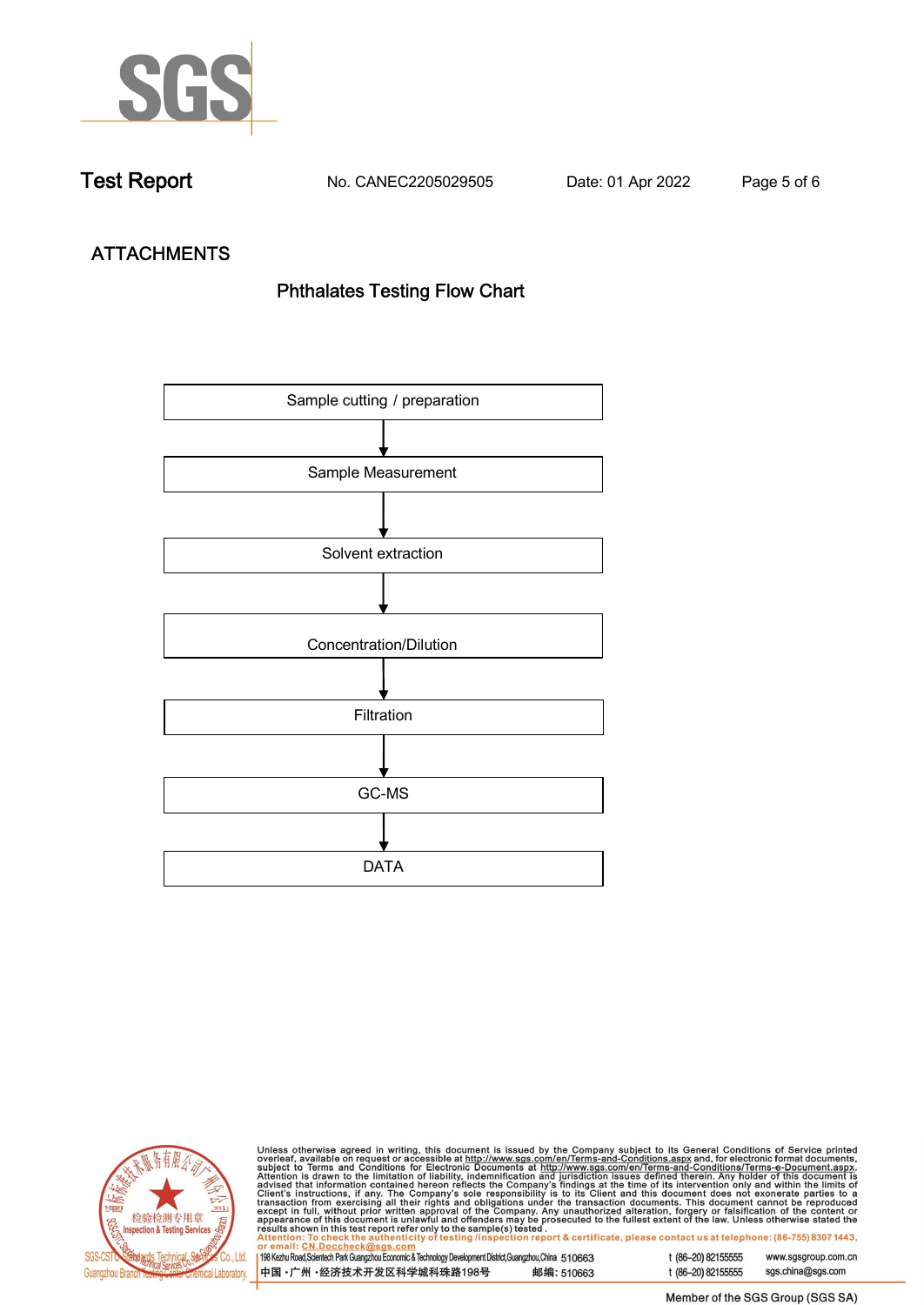# Test Report

No. CANEC2205029505 Date: 01 Apr 2022

## ATTACHMENTS

### Phthalates Testing Flow Chart

Sample cutting / preparation

↓

Sample Measurement

↓

Solvent extraction

↓

Concentration/Dilution

↓

Filtration

↓

GC-MS

↓

DATA

Unless otherwise agreed in writing, this document is issued by the Company subject to its General Conditions of Service printed overleaf, available on request or accessible at http://www.sgs.com/en/Terms-and-Conditions.aspx and, for electronic format documents, subject to Terms and Conditions for Electronic Documents at http://www.sgs.com/en/Terms-and-Conditions/Terms-e-Document.aspx. Attention is drawn to the limitation of liability, indemnification and jurisdiction issues defined therein. Any holder of this document is advised that information contained hereon reflects the Company's findings at the time of its intervention only and within the limits of Client's instructions, if any. The Company's sole responsibility is to its Client and this document does not exonerate parties to a transaction from exercising all their rights and obligations under the transaction documents. This document cannot be reproduced except in full, without prior written approval of the Company. Any unauthorized alteration, forgery or falsification of the content or appearance of this document is unlawful and offenders may be prosecuted to the fullest extent of the law. Unless otherwise stated the results shown in this test report refer only to the sample(s) tested .
Attention: To check the authenticity of testing /inspection report & certificate, please contact us at telephone: (86-755) 8307 1443, or email: CN.Doccheck@sgs.com

198 Kezhu Road,Scientech Park Guangzhou Economic & Technology Development District,Guangzhou,China 510663 t (86–20) 82155555 www.sgsgroup.com.cn
中国・广州・经济技术开发区科学城科珠路198号 邮编: 510663 t (86–20) 82155555 sgs.china@sgs.com

Member of the SGS Group (SGS SA)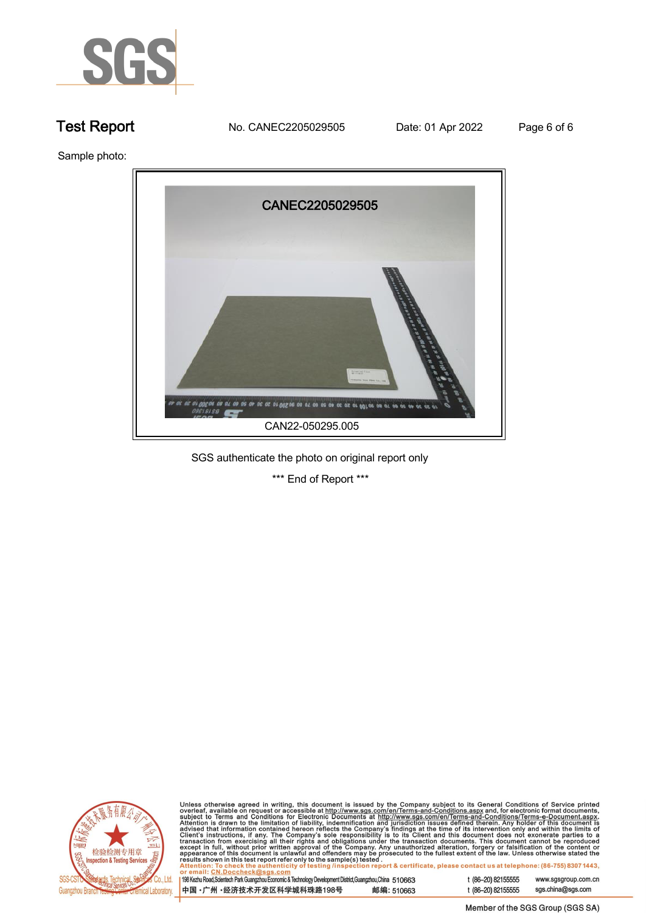# Test Report

No. CANEC2205029505 Date: 01 Apr 2022

Sample photo:

CANEC2205029505

CAN22-050295.005

SGS authenticate the photo on original report only

*** End of Report ***

Unless otherwise agreed in writing, this document is issued by the Company subject to its General Conditions of Service printed overleaf, available on request or accessible at http://www.sgs.com/en/Terms-and-Conditions.aspx and, for electronic format documents, subject to Terms and Conditions for Electronic Documents at http://www.sgs.com/en/Terms-and-Conditions/Terms-e-Document.aspx. Attention is drawn to the limitation of liability, indemnification and jurisdiction issues defined therein. Any holder of this document is advised that information contained hereon reflects the Company's findings at the time of its intervention only and within the limits of Client's instructions, if any. The Company's sole responsibility is to its Client and this document does not exonerate parties to a transaction from exercising all their rights and obligations under the transaction documents. This document cannot be reproduced except in full, without prior written approval of the Company. Any unauthorized alteration, forgery or falsification of the content or appearance of this document is unlawful and offenders may be prosecuted to the fullest extent of the law. Unless otherwise stated the results shown in this test report refer only to the sample(s) tested.

Attention: To check the authenticity of testing /inspection report & certificate, please contact us at telephone: (86-755) 8307 1443, or email: CN.Doccheck@sgs.com

198 Kezhu Road,Scientech Park Guangzhou Economic & Technology Development District,Guangzhou,China 510663 t (86–20) 82155555 www.sgsgroup.com.cn

中国 ·广州 ·经济技术开发区科学城科珠路198号 邮编: 510663 t (86–20) 82155555 sgs.china@sgs.com

Member of the SGS Group (SGS SA)